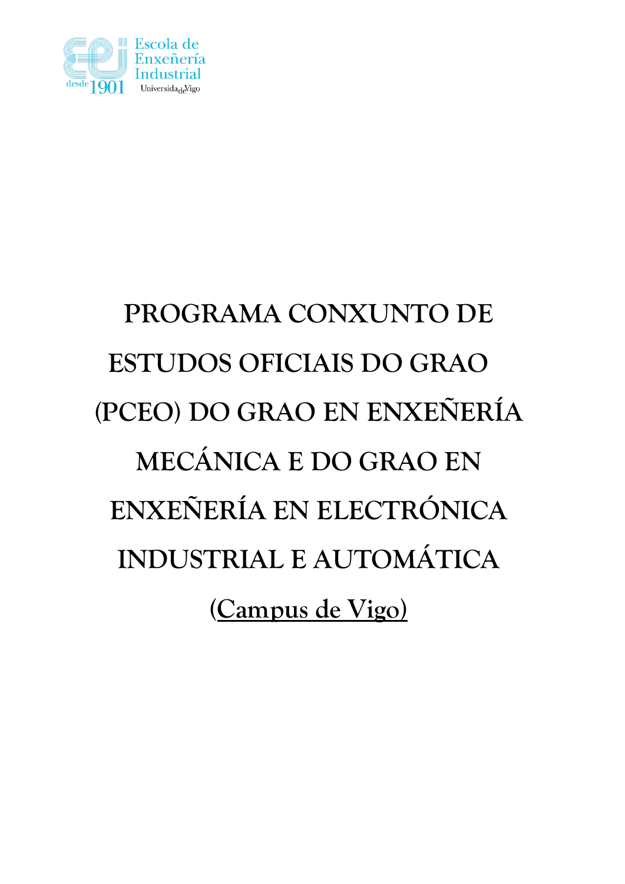Escola de Enxeñería Industrial

desde 1901

Universida de Vigo

# PROGRAMA CONXUNTO DE ESTUDOS OFICIAIS DO GRAO (PCEO) DO GRAO EN ENXEÑERÍA MECÁNICA E DO GRAO EN ENXEÑERÍA EN ELECTRÓNICA INDUSTRIAL E AUTOMÁTICA

## (Campus de Vigo)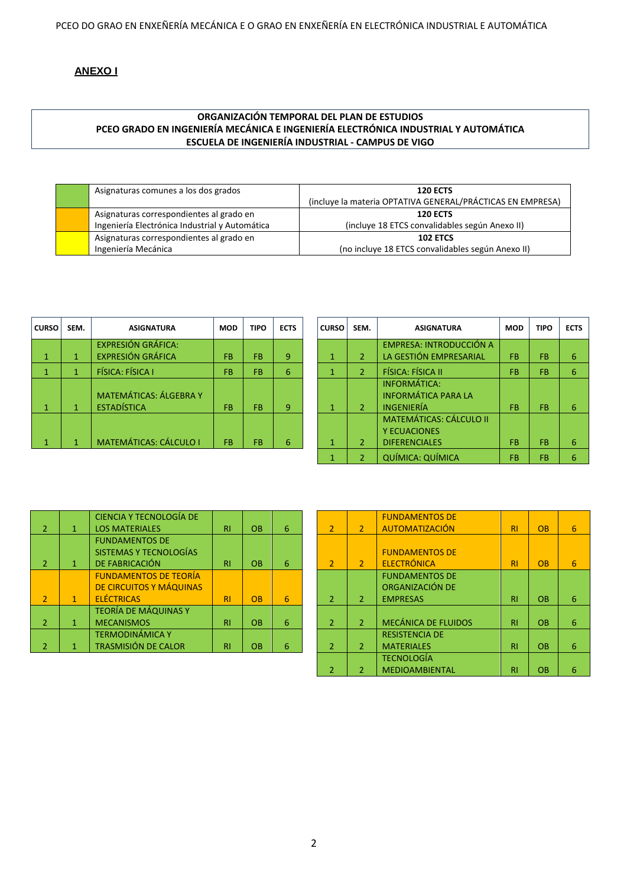## ANEXO I

**ORGANIZACIÓN TEMPORAL DEL PLAN DE ESTUDIOS**
**PCEO GRADO EN INGENIERÍA MECÁNICA E INGENIERÍA ELECTRÓNICA INDUSTRIAL Y AUTOMÁTICA**
**ESCUELA DE INGENIERÍA INDUSTRIAL - CAMPUS DE VIGO**

| Color | Descripción | ECTS |
|---|---|---|
| (verde) | Asignaturas comunes a los dos grados | **120 ECTS** (incluye la materia OPTATIVA GENERAL/PRÁCTICAS EN EMPRESA) |
| (naranja) | Asignaturas correspondientes al grado en Ingeniería Electrónica Industrial y Automática | **120 ECTS** (incluye 18 ETCS convalidables según Anexo II) |
| (amarillo) | Asignaturas correspondientes al grado en Ingeniería Mecánica | **102 ETCS** (no incluye 18 ETCS convalidables según Anexo II) |

| CURSO | SEM. | ASIGNATURA | MOD | TIPO | ECTS |
|---|---|---|---|---|---|
| 1 | 1 | EXPRESIÓN GRÁFICA: EXPRESIÓN GRÁFICA | FB | FB | 9 |
| 1 | 1 | FÍSICA: FÍSICA I | FB | FB | 6 |
| 1 | 1 | MATEMÁTICAS: ÁLGEBRA Y ESTADÍSTICA | FB | FB | 9 |
| 1 | 1 | MATEMÁTICAS: CÁLCULO I | FB | FB | 6 |

| CURSO | SEM. | ASIGNATURA | MOD | TIPO | ECTS |
|---|---|---|---|---|---|
| 1 | 2 | EMPRESA: INTRODUCCIÓN A LA GESTIÓN EMPRESARIAL | FB | FB | 6 |
| 1 | 2 | FÍSICA: FÍSICA II | FB | FB | 6 |
| 1 | 2 | INFORMÁTICA: INFORMÁTICA PARA LA INGENIERÍA | FB | FB | 6 |
| 1 | 2 | MATEMÁTICAS: CÁLCULO II Y ECUACIONES DIFERENCIALES | FB | FB | 6 |
| 1 | 2 | QUÍMICA: QUÍMICA | FB | FB | 6 |

| CURSO | SEM. | ASIGNATURA | MOD | TIPO | ECTS |
|---|---|---|---|---|---|
| 2 | 1 | CIENCIA Y TECNOLOGÍA DE LOS MATERIALES | RI | OB | 6 |
| 2 | 1 | FUNDAMENTOS DE SISTEMAS Y TECNOLOGÍAS DE FABRICACIÓN | RI | OB | 6 |
| 2 | 1 | FUNDAMENTOS DE TEORÍA DE CIRCUITOS Y MÁQUINAS ELÉCTRICAS | RI | OB | 6 |
| 2 | 1 | TEORÍA DE MÁQUINAS Y MECANISMOS | RI | OB | 6 |
| 2 | 1 | TERMODINÁMICA Y TRASMISIÓN DE CALOR | RI | OB | 6 |

| CURSO | SEM. | ASIGNATURA | MOD | TIPO | ECTS |
|---|---|---|---|---|---|
| 2 | 2 | FUNDAMENTOS DE AUTOMATIZACIÓN | RI | OB | 6 |
| 2 | 2 | FUNDAMENTOS DE ELECTRÓNICA | RI | OB | 6 |
| 2 | 2 | FUNDAMENTOS DE ORGANIZACIÓN DE EMPRESAS | RI | OB | 6 |
| 2 | 2 | MECÁNICA DE FLUIDOS | RI | OB | 6 |
| 2 | 2 | RESISTENCIA DE MATERIALES | RI | OB | 6 |
| 2 | 2 | TECNOLOGÍA MEDIOAMBIENTAL | RI | OB | 6 |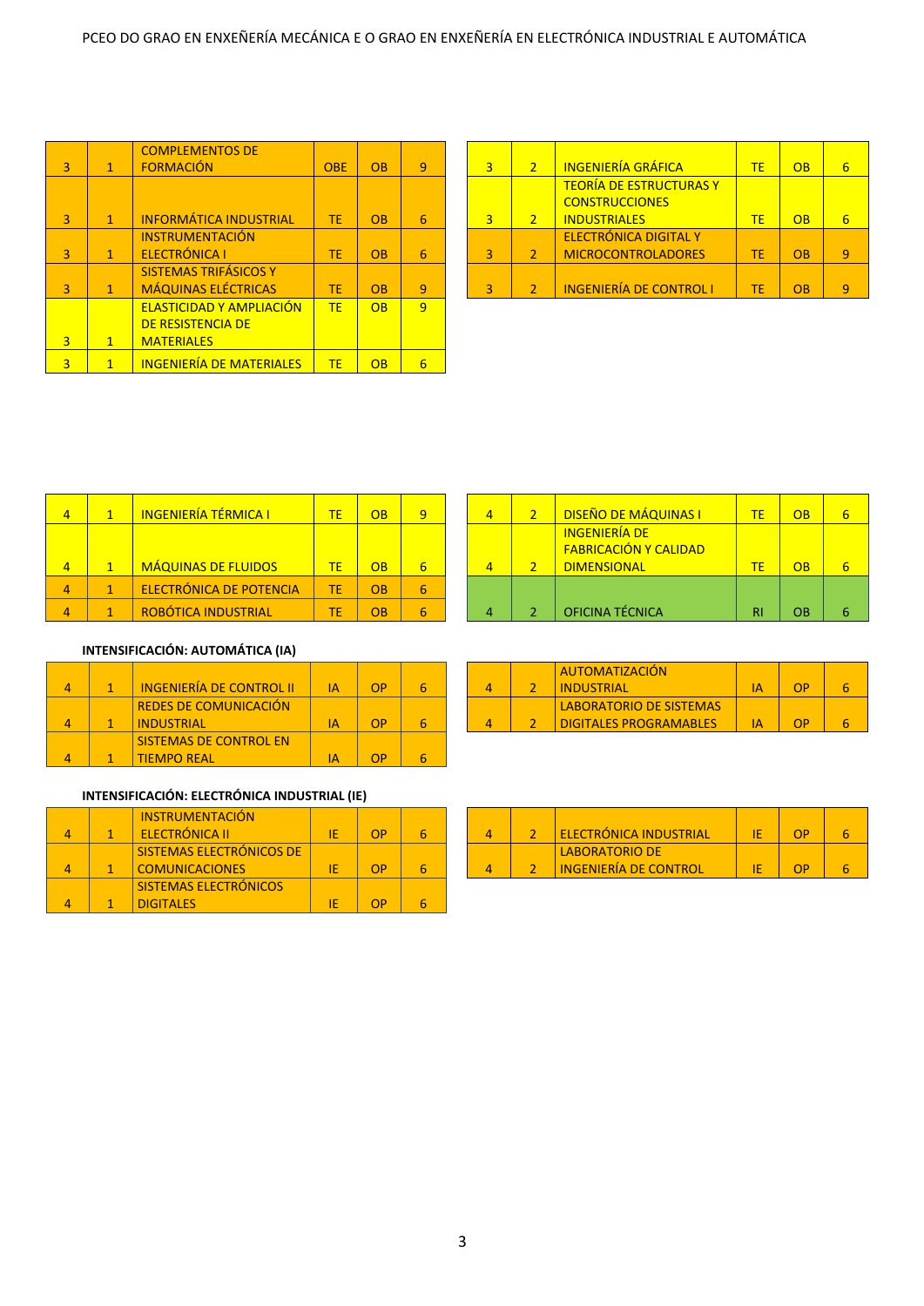PCEO DO GRAO EN ENXEÑERÍA MECÁNICA E O GRAO EN ENXEÑERÍA EN ELECTRÓNICA INDUSTRIAL E AUTOMÁTICA

| | | | | | |
|---|---|---|---|---|---|
| 3 | 1 | COMPLEMENTOS DE FORMACIÓN | OBE | OB | 9 |
| 3 | 1 | INFORMÁTICA INDUSTRIAL | TE | OB | 6 |
| 3 | 1 | INSTRUMENTACIÓN ELECTRÓNICA I | TE | OB | 6 |
| 3 | 1 | SISTEMAS TRIFÁSICOS Y MÁQUINAS ELÉCTRICAS | TE | OB | 9 |
| 3 | 1 | ELASTICIDAD Y AMPLIACIÓN DE RESISTENCIA DE MATERIALES | TE | OB | 9 |
| 3 | 1 | INGENIERÍA DE MATERIALES | TE | OB | 6 |

| | | | | | |
|---|---|---|---|---|---|
| 3 | 2 | INGENIERÍA GRÁFICA | TE | OB | 6 |
| 3 | 2 | TEORÍA DE ESTRUCTURAS Y CONSTRUCCIONES INDUSTRIALES | TE | OB | 6 |
| 3 | 2 | ELECTRÓNICA DIGITAL Y MICROCONTROLADORES | TE | OB | 9 |
| 3 | 2 | INGENIERÍA DE CONTROL I | TE | OB | 9 |

| | | | | | |
|---|---|---|---|---|---|
| 4 | 1 | INGENIERÍA TÉRMICA I | TE | OB | 9 |
| 4 | 1 | MÁQUINAS DE FLUIDOS | TE | OB | 6 |
| 4 | 1 | ELECTRÓNICA DE POTENCIA | TE | OB | 6 |
| 4 | 1 | ROBÓTICA INDUSTRIAL | TE | OB | 6 |

| | | | | | |
|---|---|---|---|---|---|
| 4 | 2 | DISEÑO DE MÁQUINAS I | TE | OB | 6 |
| 4 | 2 | INGENIERÍA DE FABRICACIÓN Y CALIDAD DIMENSIONAL | TE | OB | 6 |
| 4 | 2 | OFICINA TÉCNICA | RI | OB | 6 |

**INTENSIFICACIÓN: AUTOMÁTICA (IA)**

| | | | | | |
|---|---|---|---|---|---|
| 4 | 1 | INGENIERÍA DE CONTROL II | IA | OP | 6 |
| 4 | 1 | REDES DE COMUNICACIÓN INDUSTRIAL | IA | OP | 6 |
| 4 | 1 | SISTEMAS DE CONTROL EN TIEMPO REAL | IA | OP | 6 |

| | | | | | |
|---|---|---|---|---|---|
| 4 | 2 | AUTOMATIZACIÓN INDUSTRIAL | IA | OP | 6 |
| 4 | 2 | LABORATORIO DE SISTEMAS DIGITALES PROGRAMABLES | IA | OP | 6 |

**INTENSIFICACIÓN: ELECTRÓNICA INDUSTRIAL (IE)**

| | | | | | |
|---|---|---|---|---|---|
| 4 | 1 | INSTRUMENTACIÓN ELECTRÓNICA II | IE | OP | 6 |
| 4 | 1 | SISTEMAS ELECTRÓNICOS DE COMUNICACIONES | IE | OP | 6 |
| 4 | 1 | SISTEMAS ELECTRÓNICOS DIGITALES | IE | OP | 6 |

| | | | | | |
|---|---|---|---|---|---|
| 4 | 2 | ELECTRÓNICA INDUSTRIAL | IE | OP | 6 |
| 4 | 2 | LABORATORIO DE INGENIERÍA DE CONTROL | IE | OP | 6 |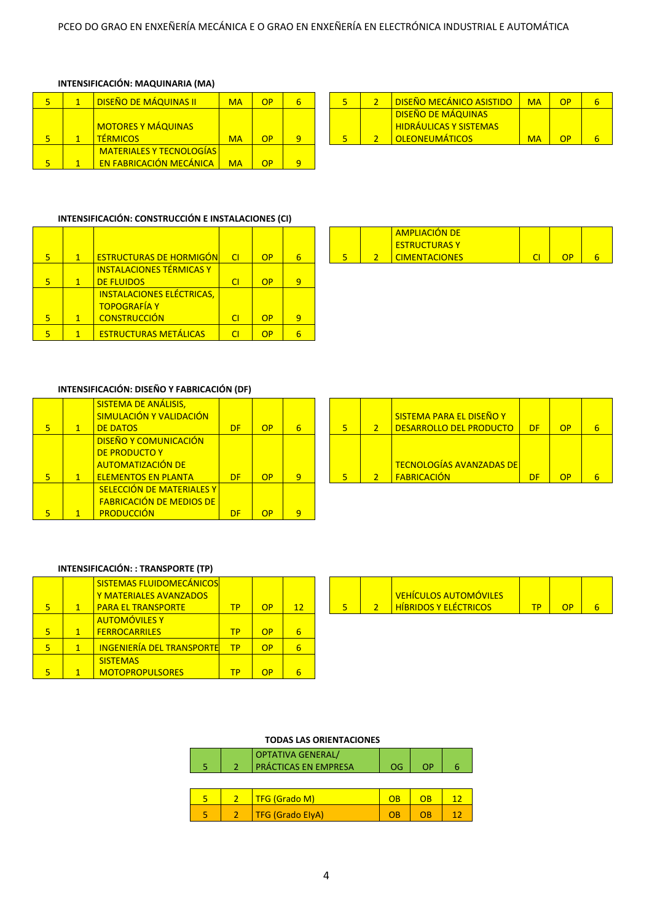PCEO DO GRAO EN ENXEÑERÍA MECÁNICA E O GRAO EN ENXEÑERÍA EN ELECTRÓNICA INDUSTRIAL E AUTOMÁTICA

### INTENSIFICACIÓN: MAQUINARIA (MA)

| | | | | | |
|---|---|---|---|---|---|
| 5 | 1 | DISEÑO DE MÁQUINAS II | MA | OP | 6 |
| 5 | 1 | MOTORES Y MÁQUINAS TÉRMICOS | MA | OP | 9 |
| 5 | 1 | MATERIALES Y TECNOLOGÍAS EN FABRICACIÓN MECÁNICA | MA | OP | 9 |

| | | | | | |
|---|---|---|---|---|---|
| 5 | 2 | DISEÑO MECÁNICO ASISTIDO | MA | OP | 6 |
| 5 | 2 | DISEÑO DE MÁQUINAS HIDRÁULICAS Y SISTEMAS OLEONEUMÁTICOS | MA | OP | 6 |

### INTENSIFICACIÓN: CONSTRUCCIÓN E INSTALACIONES (CI)

| | | | | | |
|---|---|---|---|---|---|
| 5 | 1 | ESTRUCTURAS DE HORMIGÓN | CI | OP | 6 |
| 5 | 1 | INSTALACIONES TÉRMICAS Y DE FLUIDOS | CI | OP | 9 |
| 5 | 1 | INSTALACIONES ELÉCTRICAS, TOPOGRAFÍA Y CONSTRUCCIÓN | CI | OP | 9 |
| 5 | 1 | ESTRUCTURAS METÁLICAS | CI | OP | 6 |

| | | | | | |
|---|---|---|---|---|---|
| 5 | 2 | AMPLIACIÓN DE ESTRUCTURAS Y CIMENTACIONES | CI | OP | 6 |

### INTENSIFICACIÓN: DISEÑO Y FABRICACIÓN (DF)

| | | | | | |
|---|---|---|---|---|---|
| 5 | 1 | SISTEMA DE ANÁLISIS, SIMULACIÓN Y VALIDACIÓN DE DATOS | DF | OP | 6 |
| 5 | 1 | DISEÑO Y COMUNICACIÓN DE PRODUCTO Y AUTOMATIZACIÓN DE ELEMENTOS EN PLANTA | DF | OP | 9 |
| 5 | 1 | SELECCIÓN DE MATERIALES Y FABRICACIÓN DE MEDIOS DE PRODUCCIÓN | DF | OP | 9 |

| | | | | | |
|---|---|---|---|---|---|
| 5 | 2 | SISTEMA PARA EL DISEÑO Y DESARROLLO DEL PRODUCTO | DF | OP | 6 |
| 5 | 2 | TECNOLOGÍAS AVANZADAS DE FABRICACIÓN | DF | OP | 6 |

### INTENSIFICACIÓN: : TRANSPORTE (TP)

| | | | | | |
|---|---|---|---|---|---|
| 5 | 1 | SISTEMAS FLUIDOMECÁNICOS Y MATERIALES AVANZADOS PARA EL TRANSPORTE | TP | OP | 12 |
| 5 | 1 | AUTOMÓVILES Y FERROCARRILES | TP | OP | 6 |
| 5 | 1 | INGENIERÍA DEL TRANSPORTE | TP | OP | 6 |
| 5 | 1 | SISTEMAS MOTOPROPULSORES | TP | OP | 6 |

| | | | | | |
|---|---|---|---|---|---|
| 5 | 2 | VEHÍCULOS AUTOMÓVILES HÍBRIDOS Y ELÉCTRICOS | TP | OP | 6 |

### TODAS LAS ORIENTACIONES

| | | | | | |
|---|---|---|---|---|---|
| 5 | 2 | OPTATIVA GENERAL/ PRÁCTICAS EN EMPRESA | OG | OP | 6 |

| | | | | | |
|---|---|---|---|---|---|
| 5 | 2 | TFG (Grado M) | OB | OB | 12 |
| 5 | 2 | TFG (Grado EIyA) | OB | OB | 12 |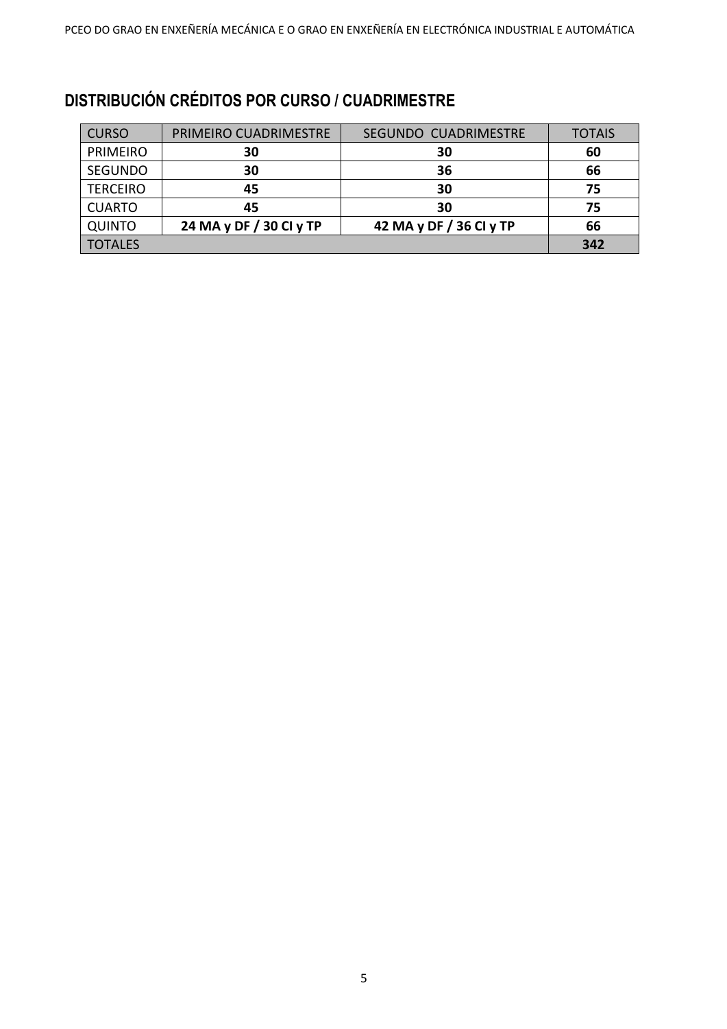## DISTRIBUCIÓN CRÉDITOS POR CURSO / CUADRIMESTRE

| CURSO | PRIMEIRO CUADRIMESTRE | SEGUNDO CUADRIMESTRE | TOTAIS |
|---|---|---|---|
| PRIMEIRO | **30** | **30** | **60** |
| SEGUNDO | **30** | **36** | **66** |
| TERCEIRO | **45** | **30** | **75** |
| CUARTO | **45** | **30** | **75** |
| QUINTO | **24 MA y DF / 30 CI y TP** | **42 MA y DF / 36 CI y TP** | **66** |
| TOTALES | | | **342** |